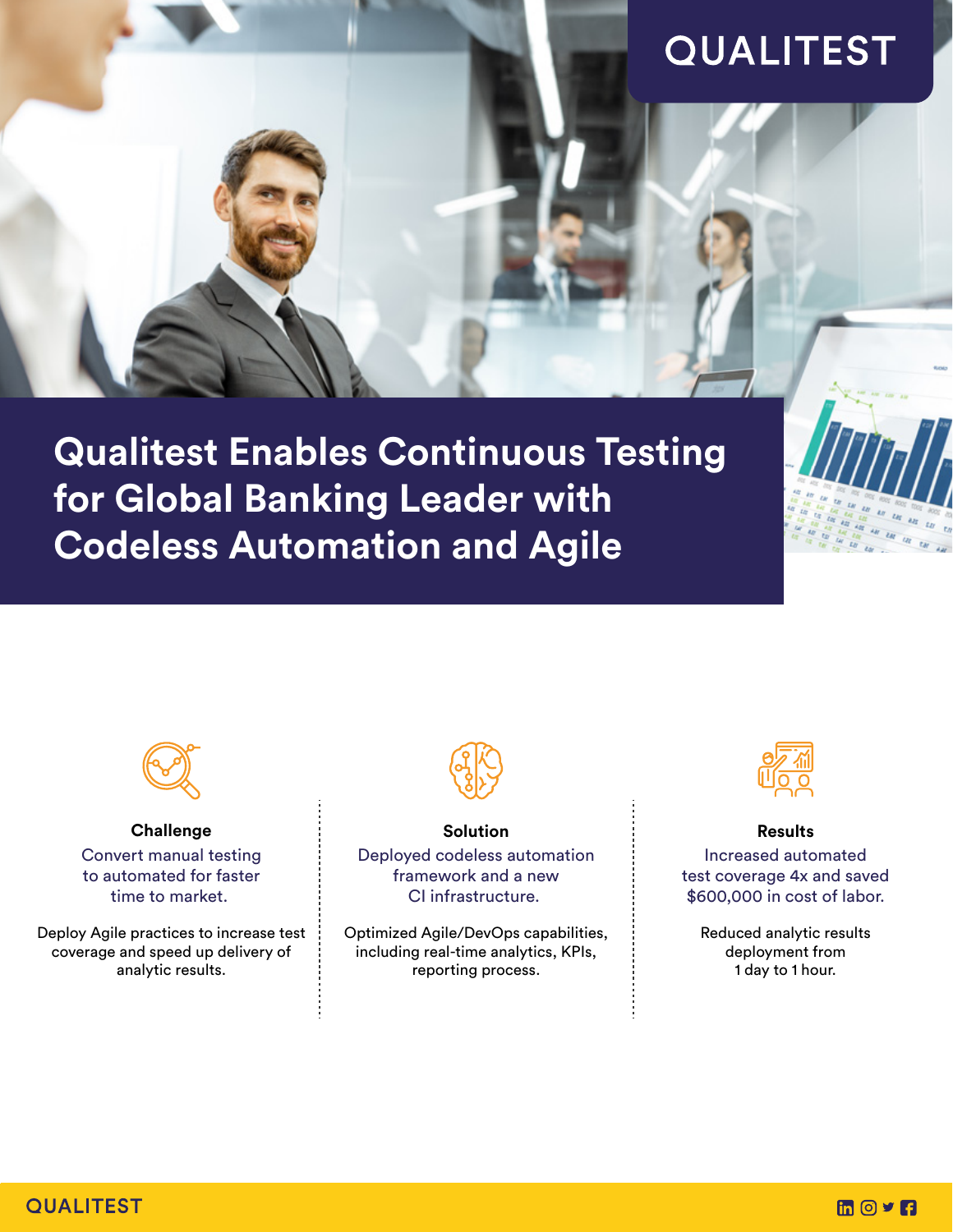QUALITEST

# Qualitest Enables Continuous Testing for Global Banking Leader with Codeless Automation and Agile

### Challenge

Convert manual testing to automated for faster time to market.

Deploy Agile practices to increase test coverage and speed up delivery of analytic results.

### Solution

Deployed codeless automation framework and a new CI infrastructure.

Optimized Agile/DevOps capabilities, including real-time analytics, KPIs, reporting process.

### Results

Increased automated test coverage 4x and saved $600,000 in cost of labor.

Reduced analytic results deployment from 1 day to 1 hour.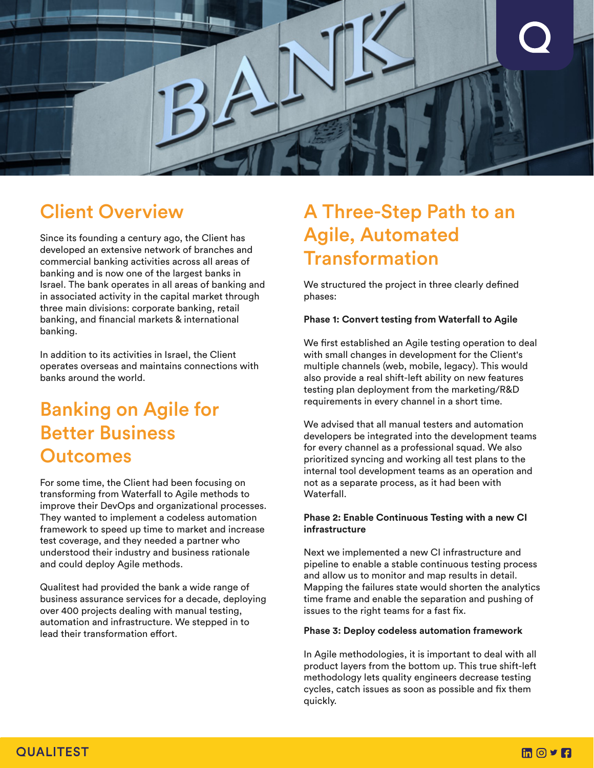## Client Overview

Since its founding a century ago, the Client has developed an extensive network of branches and commercial banking activities across all areas of banking and is now one of the largest banks in Israel. The bank operates in all areas of banking and in associated activity in the capital market through three main divisions: corporate banking, retail banking, and financial markets & international banking.

In addition to its activities in Israel, the Client operates overseas and maintains connections with banks around the world.

## Banking on Agile for Better Business Outcomes

For some time, the Client had been focusing on transforming from Waterfall to Agile methods to improve their DevOps and organizational processes. They wanted to implement a codeless automation framework to speed up time to market and increase test coverage, and they needed a partner who understood their industry and business rationale and could deploy Agile methods.

Qualitest had provided the bank a wide range of business assurance services for a decade, deploying over 400 projects dealing with manual testing, automation and infrastructure. We stepped in to lead their transformation effort.

## A Three-Step Path to an Agile, Automated Transformation

We structured the project in three clearly defined phases:

**Phase 1: Convert testing from Waterfall to Agile**

We first established an Agile testing operation to deal with small changes in development for the Client's multiple channels (web, mobile, legacy). This would also provide a real shift-left ability on new features testing plan deployment from the marketing/R&D requirements in every channel in a short time.

We advised that all manual testers and automation developers be integrated into the development teams for every channel as a professional squad. We also prioritized syncing and working all test plans to the internal tool development teams as an operation and not as a separate process, as it had been with Waterfall.

**Phase 2: Enable Continuous Testing with a new CI infrastructure**

Next we implemented a new CI infrastructure and pipeline to enable a stable continuous testing process and allow us to monitor and map results in detail. Mapping the failures state would shorten the analytics time frame and enable the separation and pushing of issues to the right teams for a fast fix.

**Phase 3: Deploy codeless automation framework**

In Agile methodologies, it is important to deal with all product layers from the bottom up. This true shift-left methodology lets quality engineers decrease testing cycles, catch issues as soon as possible and fix them quickly.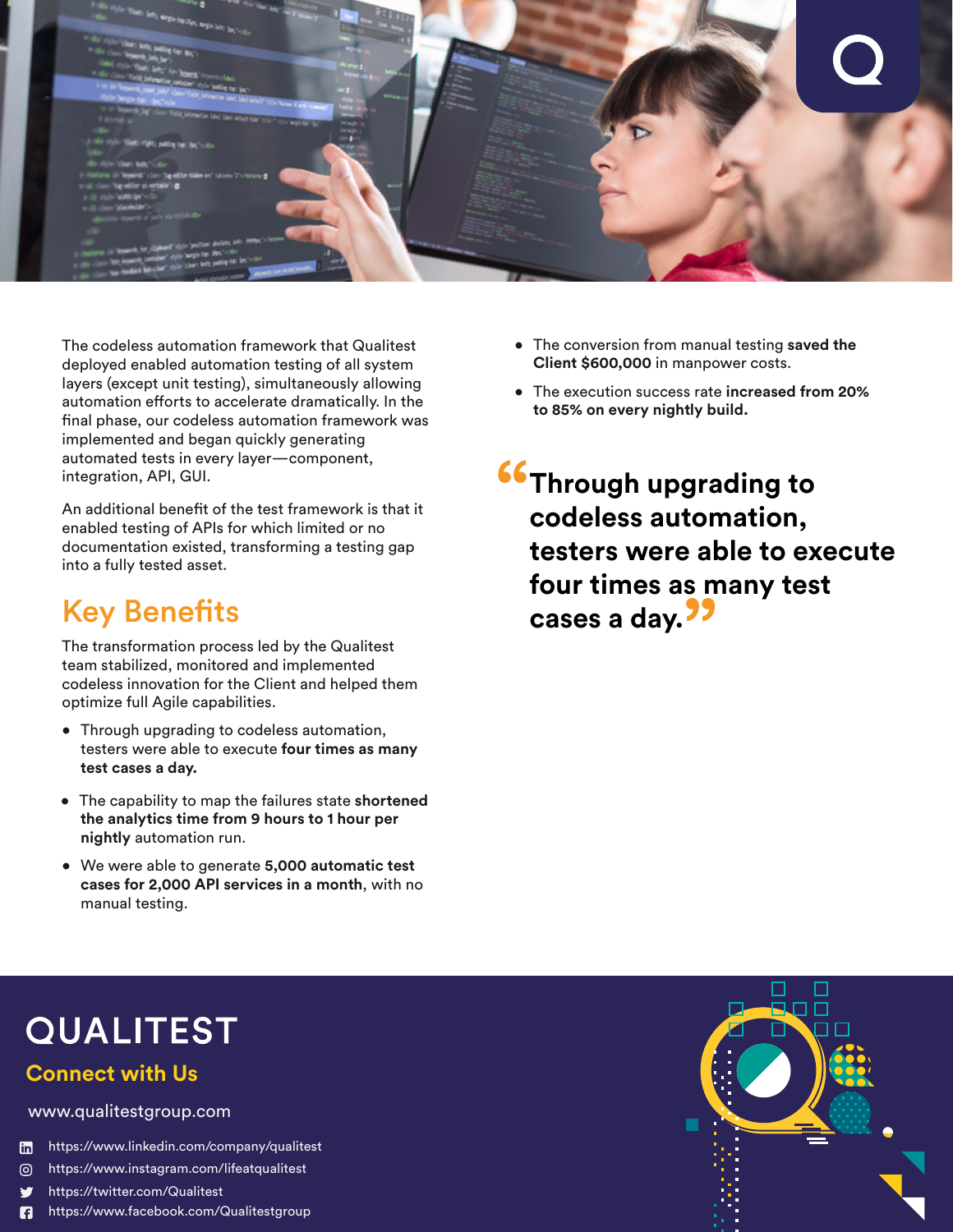The codeless automation framework that Qualitest deployed enabled automation testing of all system layers (except unit testing), simultaneously allowing automation efforts to accelerate dramatically. In the final phase, our codeless automation framework was implemented and began quickly generating automated tests in every layer—component, integration, API, GUI.

An additional benefit of the test framework is that it enabled testing of APIs for which limited or no documentation existed, transforming a testing gap into a fully tested asset.

## Key Benefits

The transformation process led by the Qualitest team stabilized, monitored and implemented codeless innovation for the Client and helped them optimize full Agile capabilities.

- Through upgrading to codeless automation, testers were able to execute **four times as many test cases a day.**
- The capability to map the failures state **shortened the analytics time from 9 hours to 1 hour per nightly** automation run.
- We were able to generate **5,000 automatic test cases for 2,000 API services in a month**, with no manual testing.
- The conversion from manual testing **saved the Client $600,000** in manpower costs.
- The execution success rate **increased from 20% to 85% on every nightly build.**

> **"Through upgrading to codeless automation, testers were able to execute four times as many test cases a day."**

# QUALITEST

## Connect with Us

www.qualitestgroup.com

https://www.linkedin.com/company/qualitest

https://www.instagram.com/lifeatqualitest

https://twitter.com/Qualitest

https://www.facebook.com/Qualitestgroup